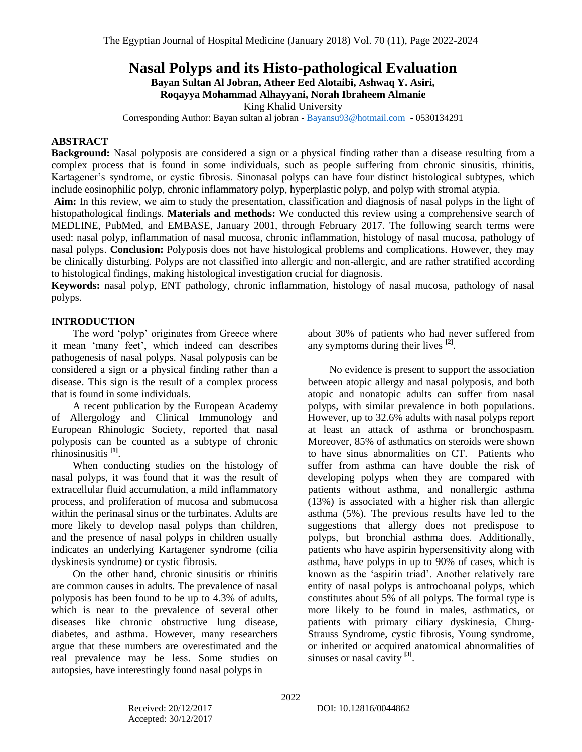# Nasal Polyps and its Histo-pathological Evaluation

**Bayan Sultan Al Jobran, Atheer Eed Alotaibi, Ashwaq Y. Asiri, Roqayya Mohammad Alhayyani, Norah Ibraheem Almanie**

King Khalid University

Corresponding Author: Bayan sultan al jobran - Bayansu93@hotmail.com - 0530134291

## ABSTRACT

**Background:** Nasal polyposis are considered a sign or a physical finding rather than a disease resulting from a complex process that is found in some individuals, such as people suffering from chronic sinusitis, rhinitis, Kartagener's syndrome, or cystic fibrosis. Sinonasal polyps can have four distinct histological subtypes, which include eosinophilic polyp, chronic inflammatory polyp, hyperplastic polyp, and polyp with stromal atypia.

**Aim:** In this review, we aim to study the presentation, classification and diagnosis of nasal polyps in the light of histopathological findings. **Materials and methods:** We conducted this review using a comprehensive search of MEDLINE, PubMed, and EMBASE, January 2001, through February 2017. The following search terms were used: nasal polyp, inflammation of nasal mucosa, chronic inflammation, histology of nasal mucosa, pathology of nasal polyps. **Conclusion:** Polyposis does not have histological problems and complications. However, they may be clinically disturbing. Polyps are not classified into allergic and non-allergic, and are rather stratified according to histological findings, making histological investigation crucial for diagnosis.

**Keywords:** nasal polyp, ENT pathology, chronic inflammation, histology of nasal mucosa, pathology of nasal polyps.

## INTRODUCTION

The word 'polyp' originates from Greece where it mean 'many feet', which indeed can describes pathogenesis of nasal polyps. Nasal polyposis can be considered a sign or a physical finding rather than a disease. This sign is the result of a complex process that is found in some individuals.

A recent publication by the European Academy of Allergology and Clinical Immunology and European Rhinologic Society, reported that nasal polyposis can be counted as a subtype of chronic rhinosinusitis [1].

When conducting studies on the histology of nasal polyps, it was found that it was the result of extracellular fluid accumulation, a mild inflammatory process, and proliferation of mucosa and submucosa within the perinasal sinus or the turbinates. Adults are more likely to develop nasal polyps than children, and the presence of nasal polyps in children usually indicates an underlying Kartagener syndrome (cilia dyskinesis syndrome) or cystic fibrosis.

On the other hand, chronic sinusitis or rhinitis are common causes in adults. The prevalence of nasal polyposis has been found to be up to 4.3% of adults, which is near to the prevalence of several other diseases like chronic obstructive lung disease, diabetes, and asthma. However, many researchers argue that these numbers are overestimated and the real prevalence may be less. Some studies on autopsies, have interestingly found nasal polyps in about 30% of patients who had never suffered from any symptoms during their lives [2].

No evidence is present to support the association between atopic allergy and nasal polyposis, and both atopic and nonatopic adults can suffer from nasal polyps, with similar prevalence in both populations. However, up to 32.6% adults with nasal polyps report at least an attack of asthma or bronchospasm. Moreover, 85% of asthmatics on steroids were shown to have sinus abnormalities on CT. Patients who suffer from asthma can have double the risk of developing polyps when they are compared with patients without asthma, and nonallergic asthma (13%) is associated with a higher risk than allergic asthma (5%). The previous results have led to the suggestions that allergy does not predispose to polyps, but bronchial asthma does. Additionally, patients who have aspirin hypersensitivity along with asthma, have polyps in up to 90% of cases, which is known as the 'aspirin triad'. Another relatively rare entity of nasal polyps is antrochoanal polyps, which constitutes about 5% of all polyps. The formal type is more likely to be found in males, asthmatics, or patients with primary ciliary dyskinesia, Churg-Strauss Syndrome, cystic fibrosis, Young syndrome, or inherited or acquired anatomical abnormalities of sinuses or nasal cavity [3].

Received: 20/12/2017
Accepted: 30/12/2017

DOI: 10.12816/0044862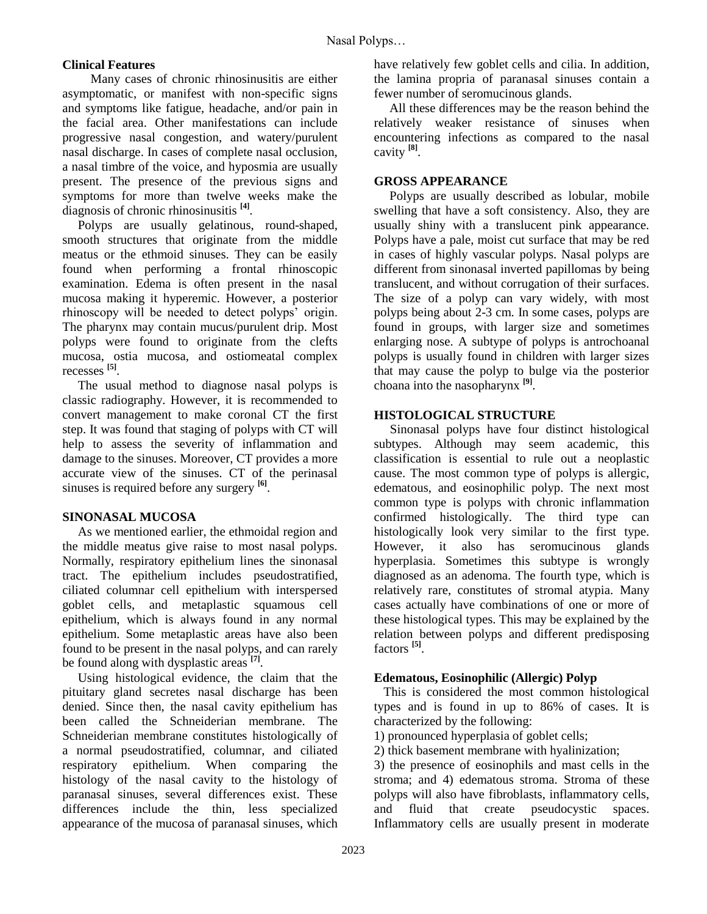## Clinical Features

Many cases of chronic rhinosinusitis are either asymptomatic, or manifest with non-specific signs and symptoms like fatigue, headache, and/or pain in the facial area. Other manifestations can include progressive nasal congestion, and watery/purulent nasal discharge. In cases of complete nasal occlusion, a nasal timbre of the voice, and hyposmia are usually present. The presence of the previous signs and symptoms for more than twelve weeks make the diagnosis of chronic rhinosinusitis [4].

Polyps are usually gelatinous, round-shaped, smooth structures that originate from the middle meatus or the ethmoid sinuses. They can be easily found when performing a frontal rhinoscopic examination. Edema is often present in the nasal mucosa making it hyperemic. However, a posterior rhinoscopy will be needed to detect polyps' origin. The pharynx may contain mucus/purulent drip. Most polyps were found to originate from the clefts mucosa, ostia mucosa, and ostiomeatal complex recesses [5].

The usual method to diagnose nasal polyps is classic radiography. However, it is recommended to convert management to make coronal CT the first step. It was found that staging of polyps with CT will help to assess the severity of inflammation and damage to the sinuses. Moreover, CT provides a more accurate view of the sinuses. CT of the perinasal sinuses is required before any surgery [6].

## SINONASAL MUCOSA

As we mentioned earlier, the ethmoidal region and the middle meatus give raise to most nasal polyps. Normally, respiratory epithelium lines the sinonasal tract. The epithelium includes pseudostratified, ciliated columnar cell epithelium with interspersed goblet cells, and metaplastic squamous cell epithelium, which is always found in any normal epithelium. Some metaplastic areas have also been found to be present in the nasal polyps, and can rarely be found along with dysplastic areas [7].

Using histological evidence, the claim that the pituitary gland secretes nasal discharge has been denied. Since then, the nasal cavity epithelium has been called the Schneiderian membrane. The Schneiderian membrane constitutes histologically of a normal pseudostratified, columnar, and ciliated respiratory epithelium. When comparing the histology of the nasal cavity to the histology of paranasal sinuses, several differences exist. These differences include the thin, less specialized appearance of the mucosa of paranasal sinuses, which have relatively few goblet cells and cilia. In addition, the lamina propria of paranasal sinuses contain a fewer number of seromucinous glands.

All these differences may be the reason behind the relatively weaker resistance of sinuses when encountering infections as compared to the nasal cavity [8].

## GROSS APPEARANCE

Polyps are usually described as lobular, mobile swelling that have a soft consistency. Also, they are usually shiny with a translucent pink appearance. Polyps have a pale, moist cut surface that may be red in cases of highly vascular polyps. Nasal polyps are different from sinonasal inverted papillomas by being translucent, and without corrugation of their surfaces. The size of a polyp can vary widely, with most polyps being about 2-3 cm. In some cases, polyps are found in groups, with larger size and sometimes enlarging nose. A subtype of polyps is antrochoanal polyps is usually found in children with larger sizes that may cause the polyp to bulge via the posterior choana into the nasopharynx [9].

## HISTOLOGICAL STRUCTURE

Sinonasal polyps have four distinct histological subtypes. Although may seem academic, this classification is essential to rule out a neoplastic cause. The most common type of polyps is allergic, edematous, and eosinophilic polyp. The next most common type is polyps with chronic inflammation confirmed histologically. The third type can histologically look very similar to the first type. However, it also has seromucinous glands hyperplasia. Sometimes this subtype is wrongly diagnosed as an adenoma. The fourth type, which is relatively rare, constitutes of stromal atypia. Many cases actually have combinations of one or more of these histological types. This may be explained by the relation between polyps and different predisposing factors [5].

### Edematous, Eosinophilic (Allergic) Polyp

This is considered the most common histological types and is found in up to 86% of cases. It is characterized by the following:

1) pronounced hyperplasia of goblet cells;
2) thick basement membrane with hyalinization;
3) the presence of eosinophils and mast cells in the stroma; and 4) edematous stroma. Stroma of these polyps will also have fibroblasts, inflammatory cells, and fluid that create pseudocystic spaces. Inflammatory cells are usually present in moderate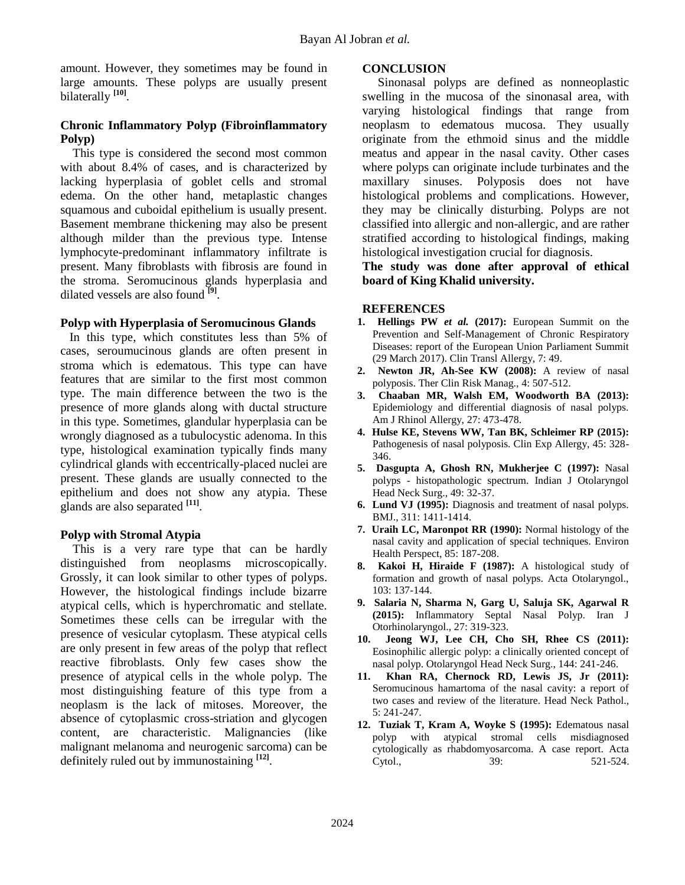amount. However, they sometimes may be found in large amounts. These polyps are usually present bilaterally [10].

### Chronic Inflammatory Polyp (Fibroinflammatory Polyp)

This type is considered the second most common with about 8.4% of cases, and is characterized by lacking hyperplasia of goblet cells and stromal edema. On the other hand, metaplastic changes squamous and cuboidal epithelium is usually present. Basement membrane thickening may also be present although milder than the previous type. Intense lymphocyte-predominant inflammatory infiltrate is present. Many fibroblasts with fibrosis are found in the stroma. Seromucinous glands hyperplasia and dilated vessels are also found [9].

### Polyp with Hyperplasia of Seromucinous Glands

In this type, which constitutes less than 5% of cases, seroumucinous glands are often present in stroma which is edematous. This type can have features that are similar to the first most common type. The main difference between the two is the presence of more glands along with ductal structure in this type. Sometimes, glandular hyperplasia can be wrongly diagnosed as a tubulocystic adenoma. In this type, histological examination typically finds many cylindrical glands with eccentrically-placed nuclei are present. These glands are usually connected to the epithelium and does not show any atypia. These glands are also separated [11].

### Polyp with Stromal Atypia

This is a very rare type that can be hardly distinguished from neoplasms microscopically. Grossly, it can look similar to other types of polyps. However, the histological findings include bizarre atypical cells, which is hyperchromatic and stellate. Sometimes these cells can be irregular with the presence of vesicular cytoplasm. These atypical cells are only present in few areas of the polyp that reflect reactive fibroblasts. Only few cases show the presence of atypical cells in the whole polyp. The most distinguishing feature of this type from a neoplasm is the lack of mitoses. Moreover, the absence of cytoplasmic cross-striation and glycogen content, are characteristic. Malignancies (like malignant melanoma and neurogenic sarcoma) can be definitely ruled out by immunostaining [12].

## CONCLUSION

Sinonasal polyps are defined as nonneoplastic swelling in the mucosa of the sinonasal area, with varying histological findings that range from neoplasm to edematous mucosa. They usually originate from the ethmoid sinus and the middle meatus and appear in the nasal cavity. Other cases where polyps can originate include turbinates and the maxillary sinuses. Polyposis does not have histological problems and complications. However, they may be clinically disturbing. Polyps are not classified into allergic and non-allergic, and are rather stratified according to histological findings, making histological investigation crucial for diagnosis.

**The study was done after approval of ethical board of King Khalid university.**

## REFERENCES

1. **Hellings PW *et al.* (2017):** European Summit on the Prevention and Self-Management of Chronic Respiratory Diseases: report of the European Union Parliament Summit (29 March 2017). Clin Transl Allergy, 7: 49.
2. **Newton JR, Ah-See KW (2008):** A review of nasal polyposis. Ther Clin Risk Manag., 4: 507-512.
3. **Chaaban MR, Walsh EM, Woodworth BA (2013):** Epidemiology and differential diagnosis of nasal polyps. Am J Rhinol Allergy, 27: 473-478.
4. **Hulse KE, Stevens WW, Tan BK, Schleimer RP (2015):** Pathogenesis of nasal polyposis. Clin Exp Allergy, 45: 328-346.
5. **Dasgupta A, Ghosh RN, Mukherjee C (1997):** Nasal polyps - histopathologic spectrum. Indian J Otolaryngol Head Neck Surg., 49: 32-37.
6. **Lund VJ (1995):** Diagnosis and treatment of nasal polyps. BMJ., 311: 1411-1414.
7. **Uraih LC, Maronpot RR (1990):** Normal histology of the nasal cavity and application of special techniques. Environ Health Perspect, 85: 187-208.
8. **Kakoi H, Hiraide F (1987):** A histological study of formation and growth of nasal polyps. Acta Otolaryngol., 103: 137-144.
9. **Salaria N, Sharma N, Garg U, Saluja SK, Agarwal R (2015):** Inflammatory Septal Nasal Polyp. Iran J Otorhinolaryngol., 27: 319-323.
10. **Jeong WJ, Lee CH, Cho SH, Rhee CS (2011):** Eosinophilic allergic polyp: a clinically oriented concept of nasal polyp. Otolaryngol Head Neck Surg., 144: 241-246.
11. **Khan RA, Chernock RD, Lewis JS, Jr (2011):** Seromucinous hamartoma of the nasal cavity: a report of two cases and review of the literature. Head Neck Pathol., 5: 241-247.
12. **Tuziak T, Kram A, Woyke S (1995):** Edematous nasal polyp with atypical stromal cells misdiagnosed cytologically as rhabdomyosarcoma. A case report. Acta Cytol., 39: 521-524.